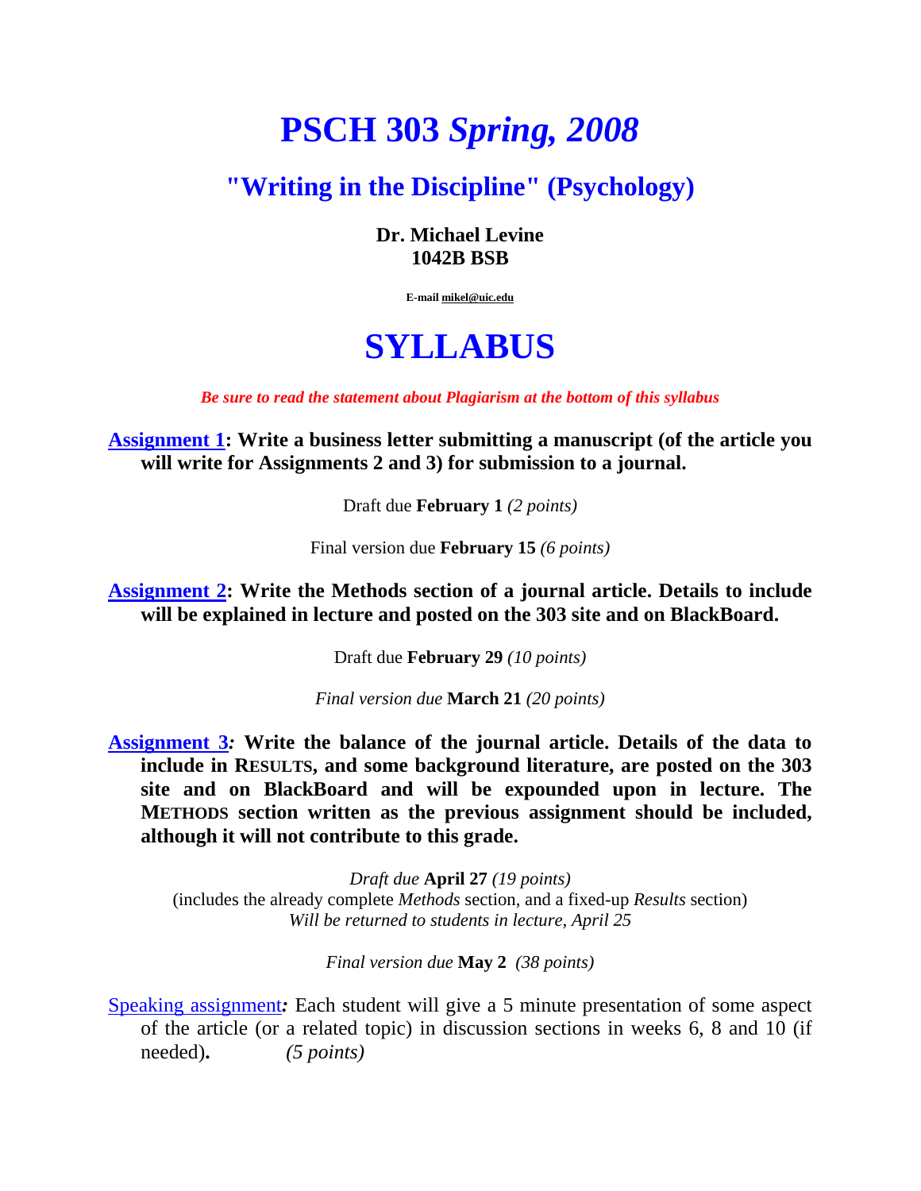# PSCH 303 *Spring, 2008*

## "Writing in the Discipline" (Psychology)

**Dr. Michael Levine**
**1042B BSB**

**E-mail mikel@uic.edu**

# SYLLABUS

***Be sure to read the statement about Plagiarism at the bottom of this syllabus***

**Assignment 1: Write a business letter submitting a manuscript (of the article you will write for Assignments 2 and 3) for submission to a journal.**

Draft due **February 1** *(2 points)*

Final version due **February 15** *(6 points)*

**Assignment 2: Write the Methods section of a journal article. Details to include will be explained in lecture and posted on the 303 site and on BlackBoard.**

Draft due **February 29** *(10 points)*

*Final version due* **March 21** *(20 points)*

**Assignment 3*:* Write the balance of the journal article. Details of the data to include in RESULTS, and some background literature, are posted on the 303 site and on BlackBoard and will be expounded upon in lecture. The METHODS section written as the previous assignment should be included, although it will not contribute to this grade.**

*Draft due* **April 27** *(19 points)*
(includes the already complete *Methods* section, and a fixed-up *Results* section)
*Will be returned to students in lecture, April 25*

*Final version due* **May 2** *(38 points)*

Speaking assignment*:* Each student will give a 5 minute presentation of some aspect of the article (or a related topic) in discussion sections in weeks 6, 8 and 10 (if needed)**.** *(5 points)*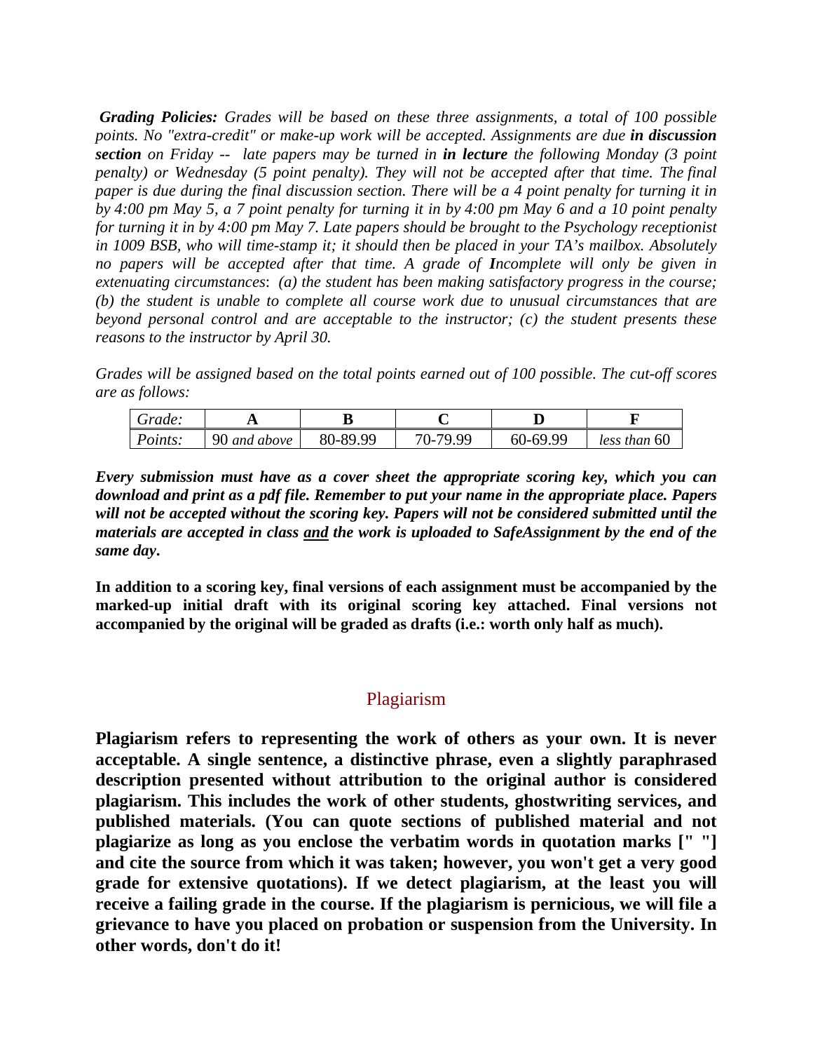***Grading Policies:*** *Grades will be based on these three assignments, a total of 100 possible points. No "extra-credit" or make-up work will be accepted. Assignments are due* ***in discussion section*** *on Friday -- late papers may be turned in* ***in lecture*** *the following Monday (3 point penalty) or Wednesday (5 point penalty). They will not be accepted after that time. The final paper is due during the final discussion section. There will be a 4 point penalty for turning it in by 4:00 pm May 5, a 7 point penalty for turning it in by 4:00 pm May 6 and a 10 point penalty for turning it in by 4:00 pm May 7. Late papers should be brought to the Psychology receptionist in 1009 BSB, who will time-stamp it; it should then be placed in your TA's mailbox. Absolutely no papers will be accepted after that time. A grade of* ***I****ncomplete will only be given in extenuating circumstances*: *(a) the student has been making satisfactory progress in the course; (b) the student is unable to complete all course work due to unusual circumstances that are beyond personal control and are acceptable to the instructor; (c) the student presents these reasons to the instructor by April 30.*

*Grades will be assigned based on the total points earned out of 100 possible. The cut-off scores are as follows:*

| *Grade:* | **A** | **B** | **C** | **D** | **F** |
|---|---|---|---|---|---|
| *Points:* | 90 *and above* | 80-89.99 | 70-79.99 | 60-69.99 | *less than* 60 |

***Every submission must have as a cover sheet the appropriate scoring key, which you can download and print as a pdf file. Remember to put your name in the appropriate place. Papers will not be accepted without the scoring key. Papers will not be considered submitted until the materials are accepted in class and the work is uploaded to SafeAssignment by the end of the same day.***

**In addition to a scoring key, final versions of each assignment must be accompanied by the marked-up initial draft with its original scoring key attached. Final versions not accompanied by the original will be graded as drafts (i.e.: worth only half as much).**

## Plagiarism

**Plagiarism refers to representing the work of others as your own. It is never acceptable. A single sentence, a distinctive phrase, even a slightly paraphrased description presented without attribution to the original author is considered plagiarism. This includes the work of other students, ghostwriting services, and published materials. (You can quote sections of published material and not plagiarize as long as you enclose the verbatim words in quotation marks [" "] and cite the source from which it was taken; however, you won't get a very good grade for extensive quotations). If we detect plagiarism, at the least you will receive a failing grade in the course. If the plagiarism is pernicious, we will file a grievance to have you placed on probation or suspension from the University. In other words, don't do it!**